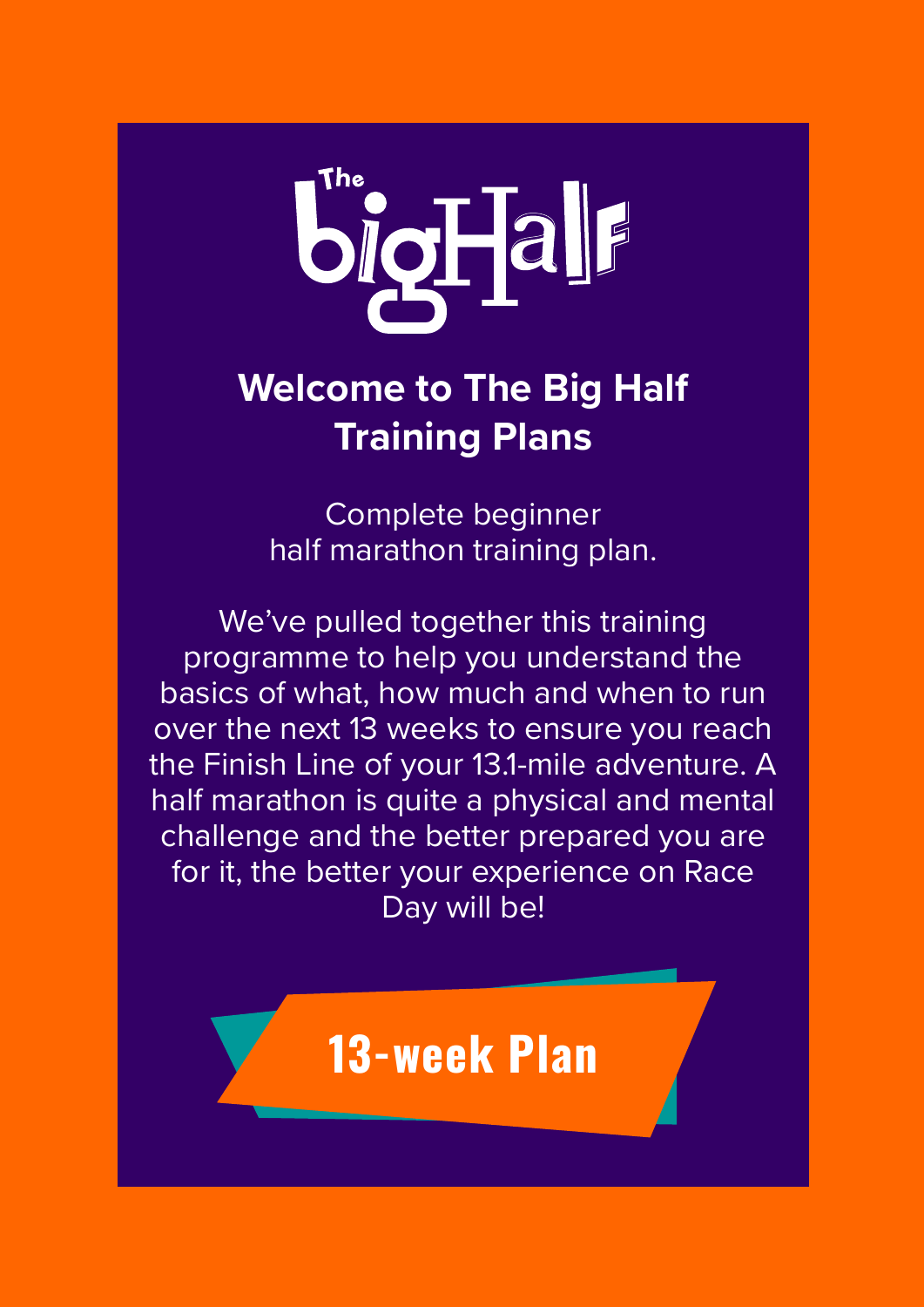# The Big Half

## Welcome to The Big Half Training Plans

Complete beginner
half marathon training plan.

We've pulled together this training programme to help you understand the basics of what, how much and when to run over the next 13 weeks to ensure you reach the Finish Line of your 13.1-mile adventure. A half marathon is quite a physical and mental challenge and the better prepared you are for it, the better your experience on Race Day will be!

**13-week Plan**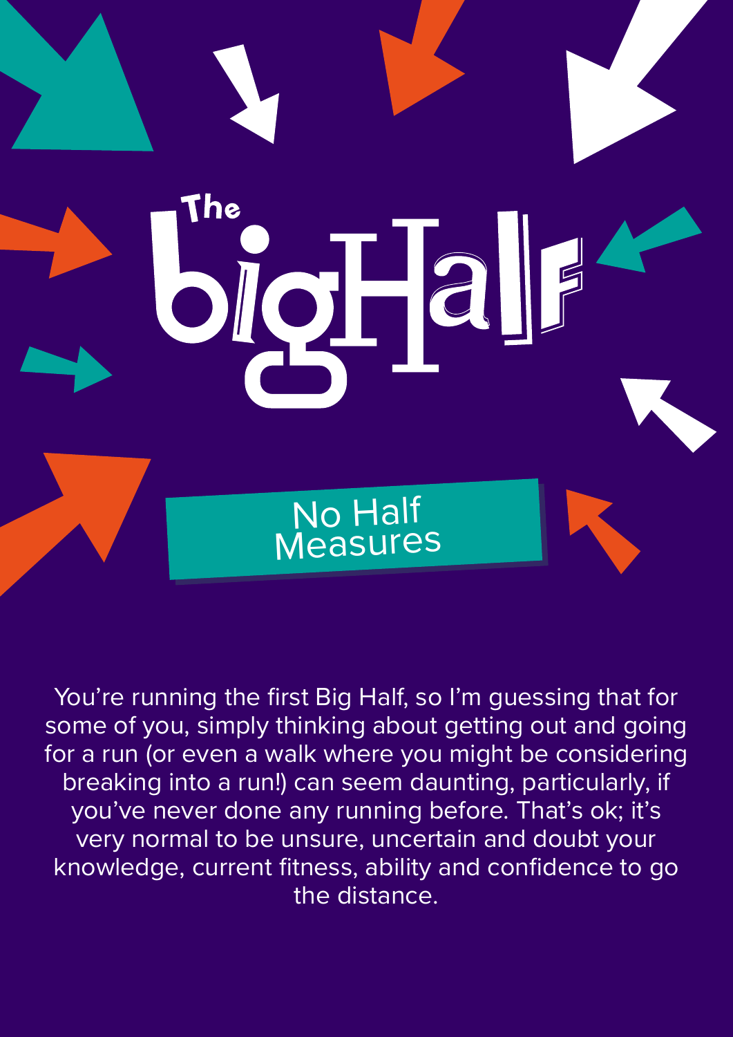# The Big Half

## No Half Measures

You're running the first Big Half, so I'm guessing that for some of you, simply thinking about getting out and going for a run (or even a walk where you might be considering breaking into a run!) can seem daunting, particularly, if you've never done any running before. That's ok; it's very normal to be unsure, uncertain and doubt your knowledge, current fitness, ability and confidence to go the distance.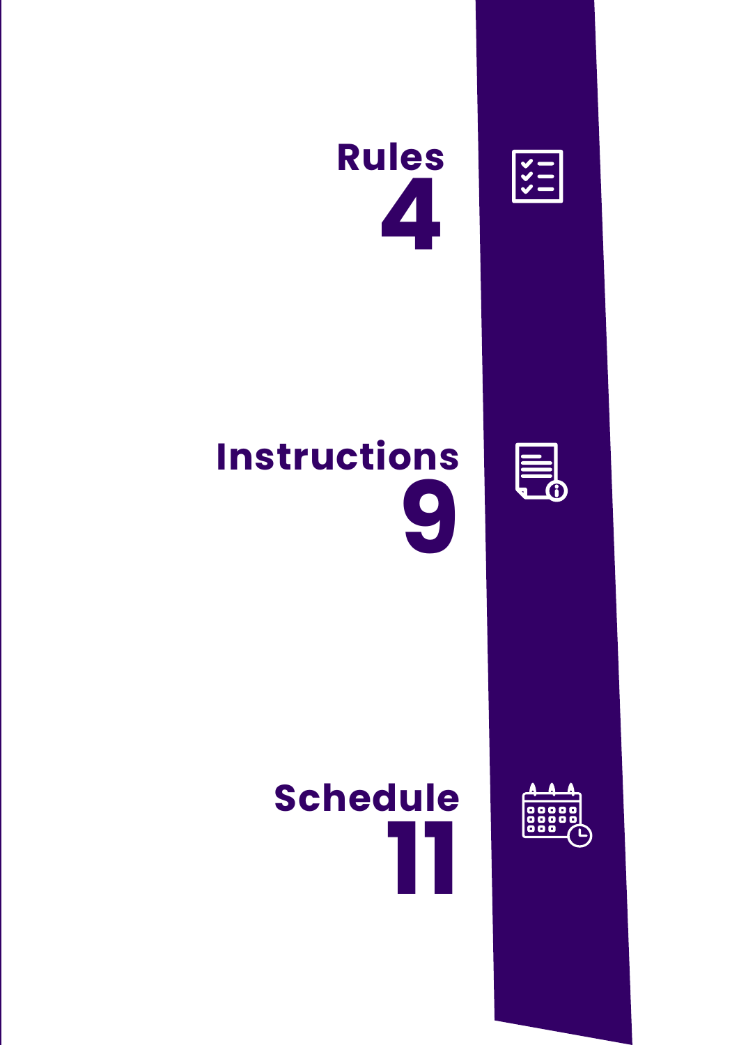**Rules**
**4**

**Instructions**
**9**

**Schedule**
**11**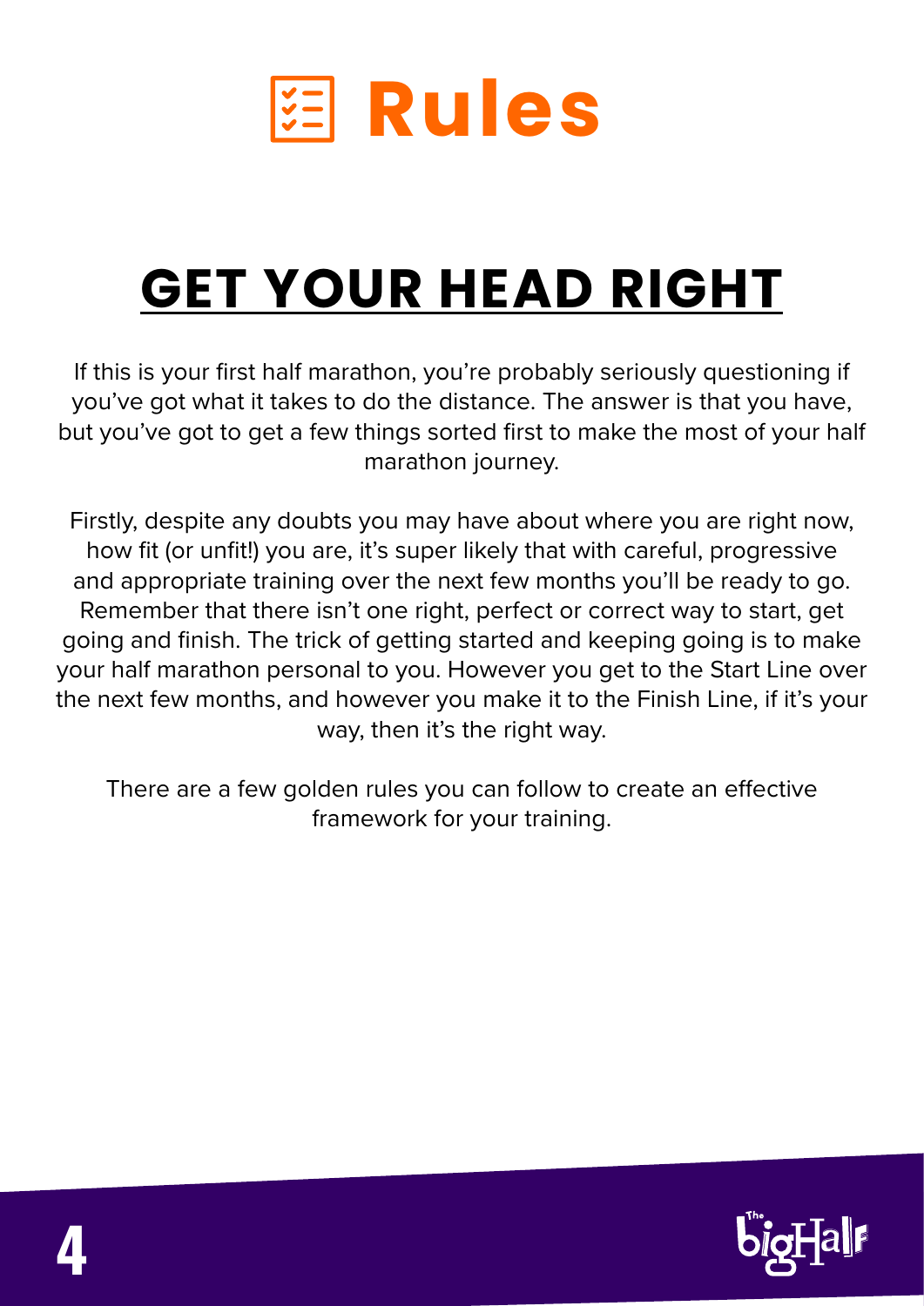# Rules

## GET YOUR HEAD RIGHT

If this is your first half marathon, you're probably seriously questioning if you've got what it takes to do the distance. The answer is that you have, but you've got to get a few things sorted first to make the most of your half marathon journey.

Firstly, despite any doubts you may have about where you are right now, how fit (or unfit!) you are, it's super likely that with careful, progressive and appropriate training over the next few months you'll be ready to go. Remember that there isn't one right, perfect or correct way to start, get going and finish. The trick of getting started and keeping going is to make your half marathon personal to you. However you get to the Start Line over the next few months, and however you make it to the Finish Line, if it's your way, then it's the right way.

There are a few golden rules you can follow to create an effective framework for your training.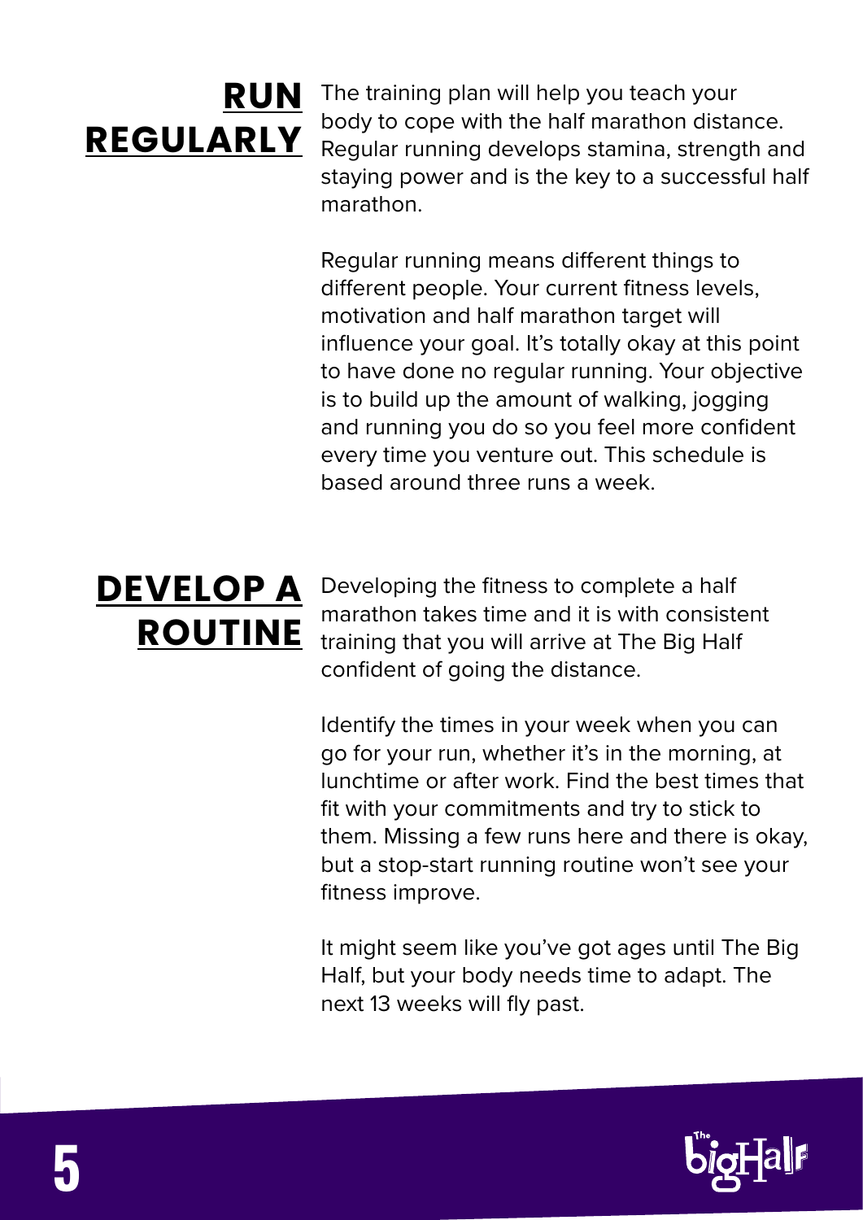## RUN REGULARLY

The training plan will help you teach your body to cope with the half marathon distance. Regular running develops stamina, strength and staying power and is the key to a successful half marathon.

Regular running means different things to different people. Your current fitness levels, motivation and half marathon target will influence your goal. It's totally okay at this point to have done no regular running. Your objective is to build up the amount of walking, jogging and running you do so you feel more confident every time you venture out. This schedule is based around three runs a week.

## DEVELOP A ROUTINE

Developing the fitness to complete a half marathon takes time and it is with consistent training that you will arrive at The Big Half confident of going the distance.

Identify the times in your week when you can go for your run, whether it's in the morning, at lunchtime or after work. Find the best times that fit with your commitments and try to stick to them. Missing a few runs here and there is okay, but a stop-start running routine won't see your fitness improve.

It might seem like you've got ages until The Big Half, but your body needs time to adapt. The next 13 weeks will fly past.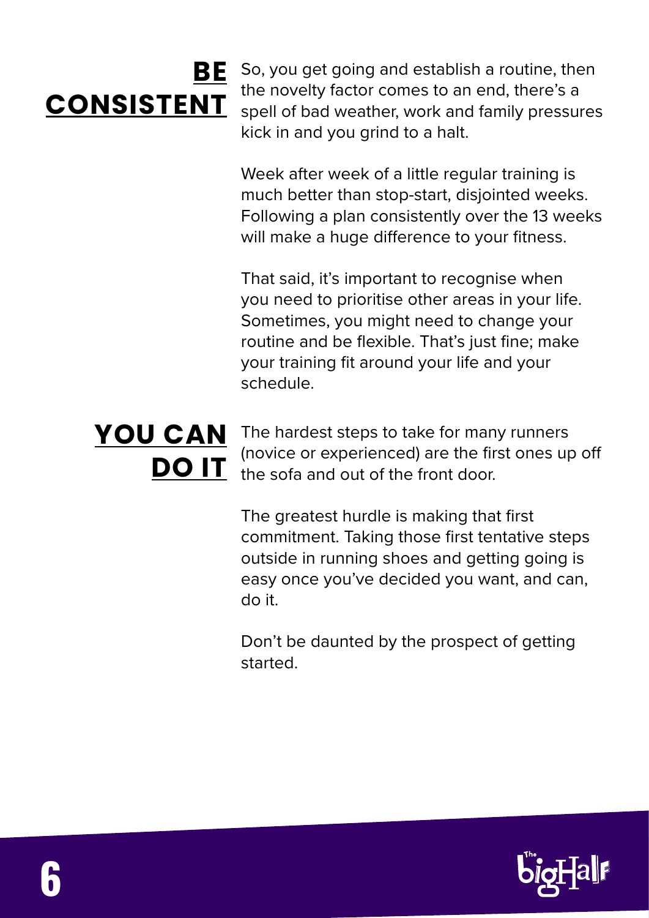## BE CONSISTENT

So, you get going and establish a routine, then the novelty factor comes to an end, there's a spell of bad weather, work and family pressures kick in and you grind to a halt.

Week after week of a little regular training is much better than stop-start, disjointed weeks. Following a plan consistently over the 13 weeks will make a huge difference to your fitness.

That said, it's important to recognise when you need to prioritise other areas in your life. Sometimes, you might need to change your routine and be flexible. That's just fine; make your training fit around your life and your schedule.

## YOU CAN DO IT

The hardest steps to take for many runners (novice or experienced) are the first ones up off the sofa and out of the front door.

The greatest hurdle is making that first commitment. Taking those first tentative steps outside in running shoes and getting going is easy once you've decided you want, and can, do it.

Don't be daunted by the prospect of getting started.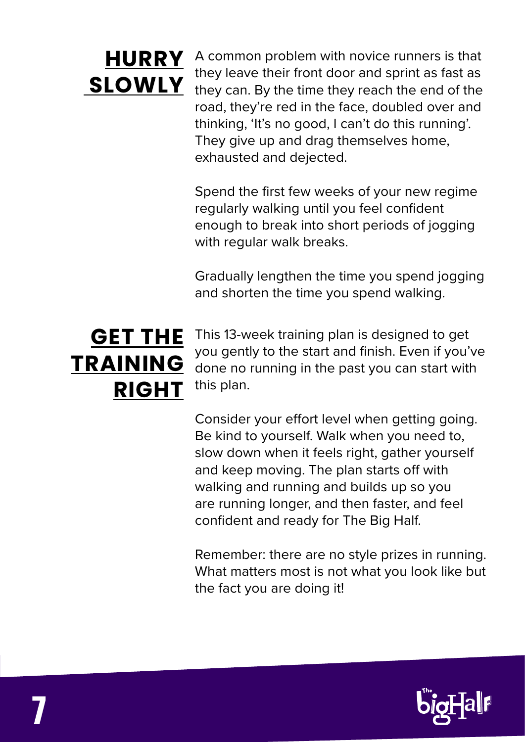## HURRY SLOWLY

A common problem with novice runners is that they leave their front door and sprint as fast as they can. By the time they reach the end of the road, they're red in the face, doubled over and thinking, 'It's no good, I can't do this running'. They give up and drag themselves home, exhausted and dejected.

Spend the first few weeks of your new regime regularly walking until you feel confident enough to break into short periods of jogging with regular walk breaks.

Gradually lengthen the time you spend jogging and shorten the time you spend walking.

## GET THE TRAINING RIGHT

This 13-week training plan is designed to get you gently to the start and finish. Even if you've done no running in the past you can start with this plan.

Consider your effort level when getting going. Be kind to yourself. Walk when you need to, slow down when it feels right, gather yourself and keep moving. The plan starts off with walking and running and builds up so you are running longer, and then faster, and feel confident and ready for The Big Half.

Remember: there are no style prizes in running. What matters most is not what you look like but the fact you are doing it!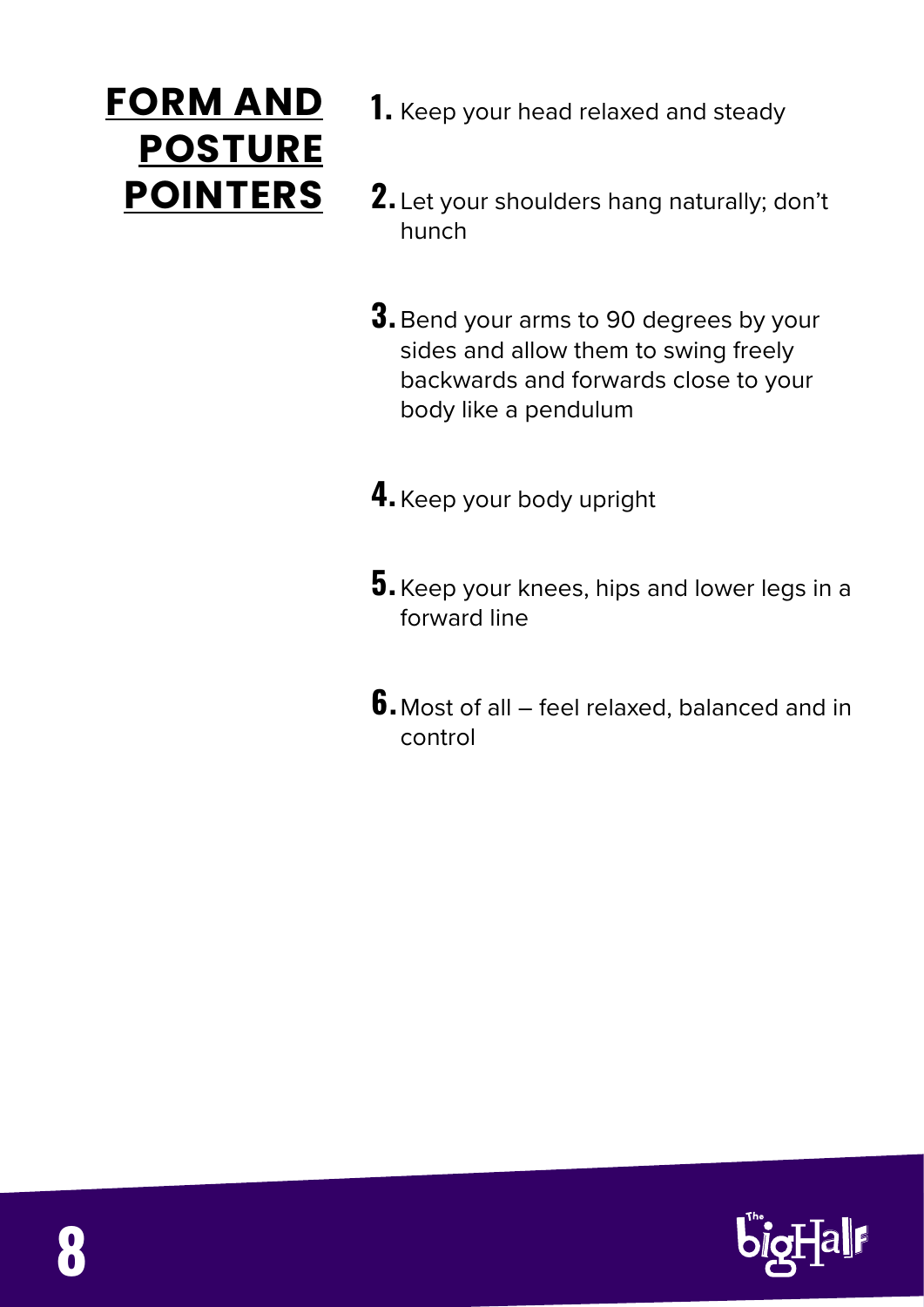## FORM AND POSTURE POINTERS

1. Keep your head relaxed and steady
2. Let your shoulders hang naturally; don't hunch
3. Bend your arms to 90 degrees by your sides and allow them to swing freely backwards and forwards close to your body like a pendulum
4. Keep your body upright
5. Keep your knees, hips and lower legs in a forward line
6. Most of all – feel relaxed, balanced and in control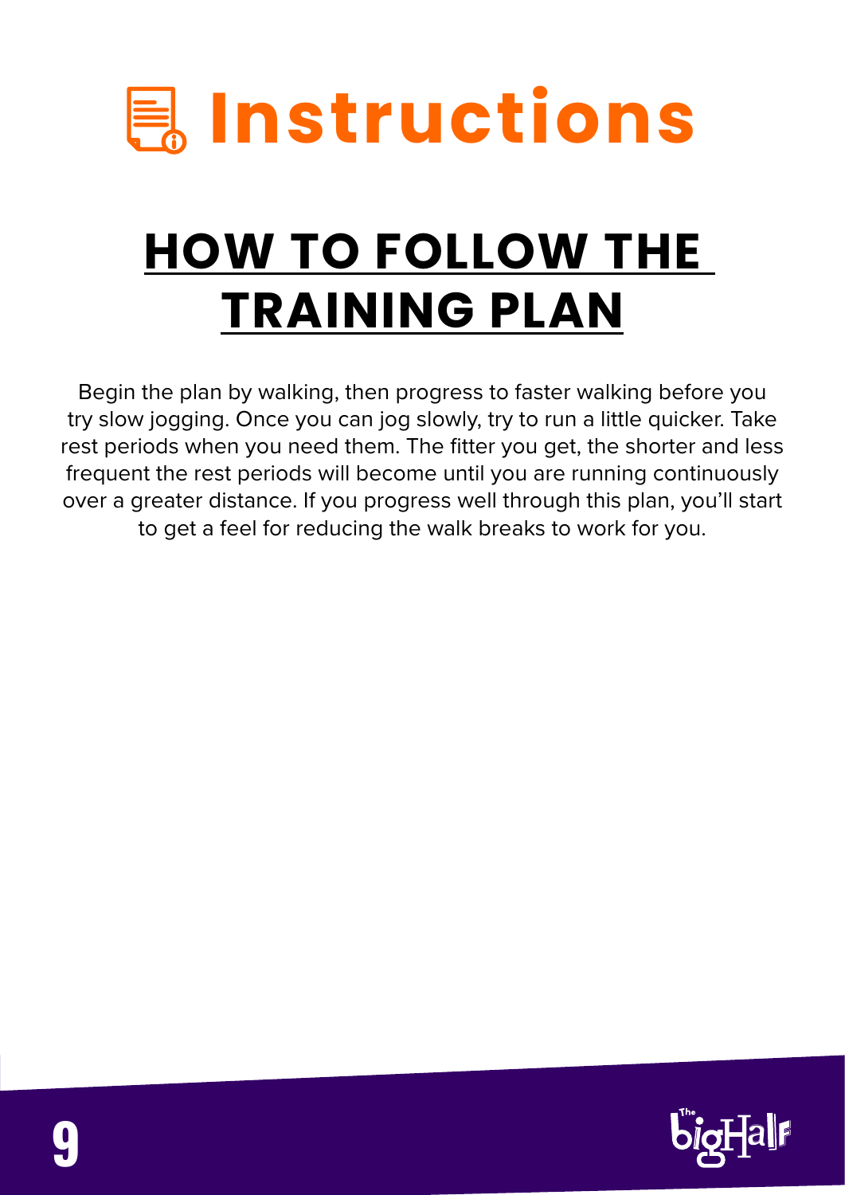# Instructions

## HOW TO FOLLOW THE TRAINING PLAN

Begin the plan by walking, then progress to faster walking before you try slow jogging. Once you can jog slowly, try to run a little quicker. Take rest periods when you need them. The fitter you get, the shorter and less frequent the rest periods will become until you are running continuously over a greater distance. If you progress well through this plan, you'll start to get a feel for reducing the walk breaks to work for you.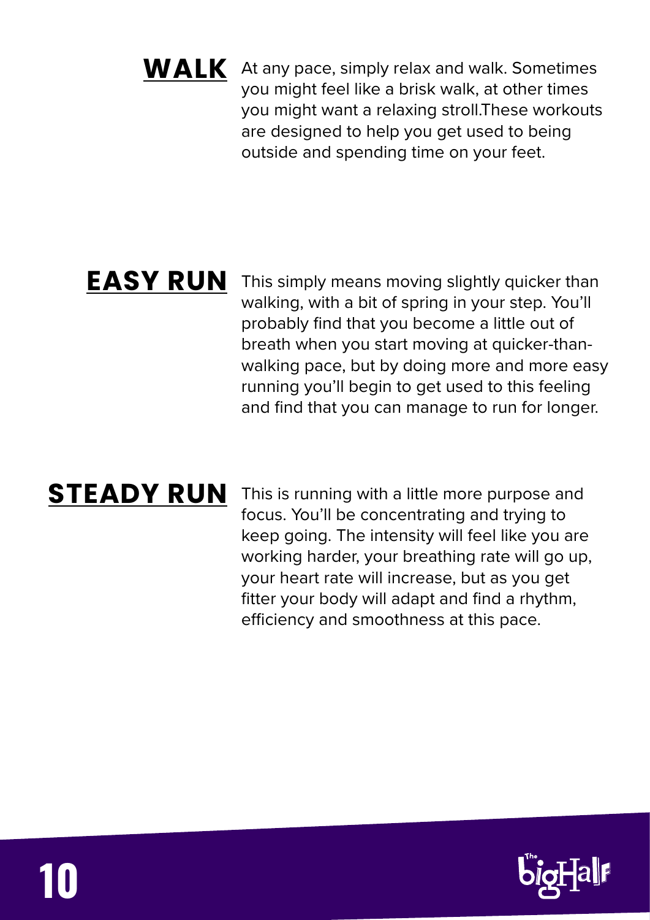## WALK

At any pace, simply relax and walk. Sometimes you might feel like a brisk walk, at other times you might want a relaxing stroll.These workouts are designed to help you get used to being outside and spending time on your feet.

## EASY RUN

This simply means moving slightly quicker than walking, with a bit of spring in your step. You'll probably find that you become a little out of breath when you start moving at quicker-than-walking pace, but by doing more and more easy running you'll begin to get used to this feeling and find that you can manage to run for longer.

## STEADY RUN

This is running with a little more purpose and focus. You'll be concentrating and trying to keep going. The intensity will feel like you are working harder, your breathing rate will go up, your heart rate will increase, but as you get fitter your body will adapt and find a rhythm, efficiency and smoothness at this pace.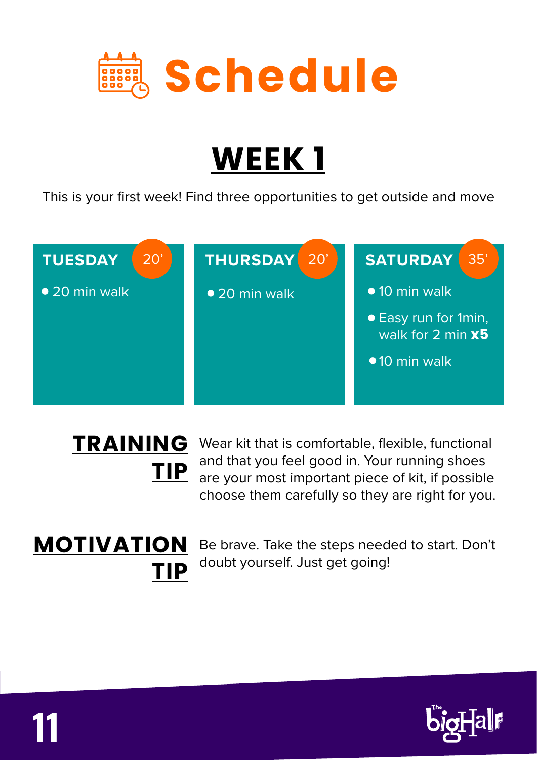# Schedule

## WEEK 1

This is your first week! Find three opportunities to get outside and move

### TUESDAY 20'

- 20 min walk

### THURSDAY 20'

- 20 min walk

### SATURDAY 35'

- 10 min walk
- Easy run for 1min, walk for 2 min **x5**
- 10 min walk

**TRAINING TIP**

Wear kit that is comfortable, flexible, functional and that you feel good in. Your running shoes are your most important piece of kit, if possible choose them carefully so they are right for you.

**MOTIVATION TIP**

Be brave. Take the steps needed to start. Don't doubt yourself. Just get going!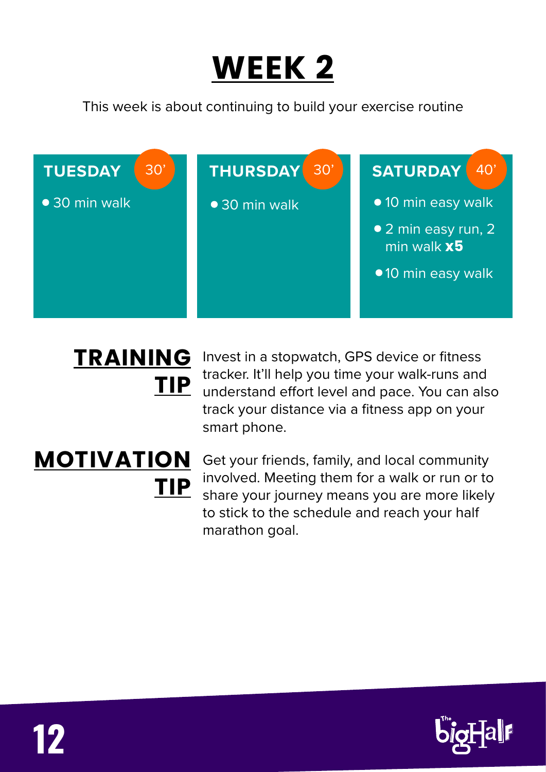# WEEK 2

This week is about continuing to build your exercise routine

### TUESDAY 30'

- 30 min walk

### THURSDAY 30'

- 30 min walk

### SATURDAY 40'

- 10 min easy walk
- 2 min easy run, 2 min walk **x5**
- 10 min easy walk

## TRAINING TIP

Invest in a stopwatch, GPS device or fitness tracker. It'll help you time your walk-runs and understand effort level and pace. You can also track your distance via a fitness app on your smart phone.

## MOTIVATION TIP

Get your friends, family, and local community involved. Meeting them for a walk or run or to share your journey means you are more likely to stick to the schedule and reach your half marathon goal.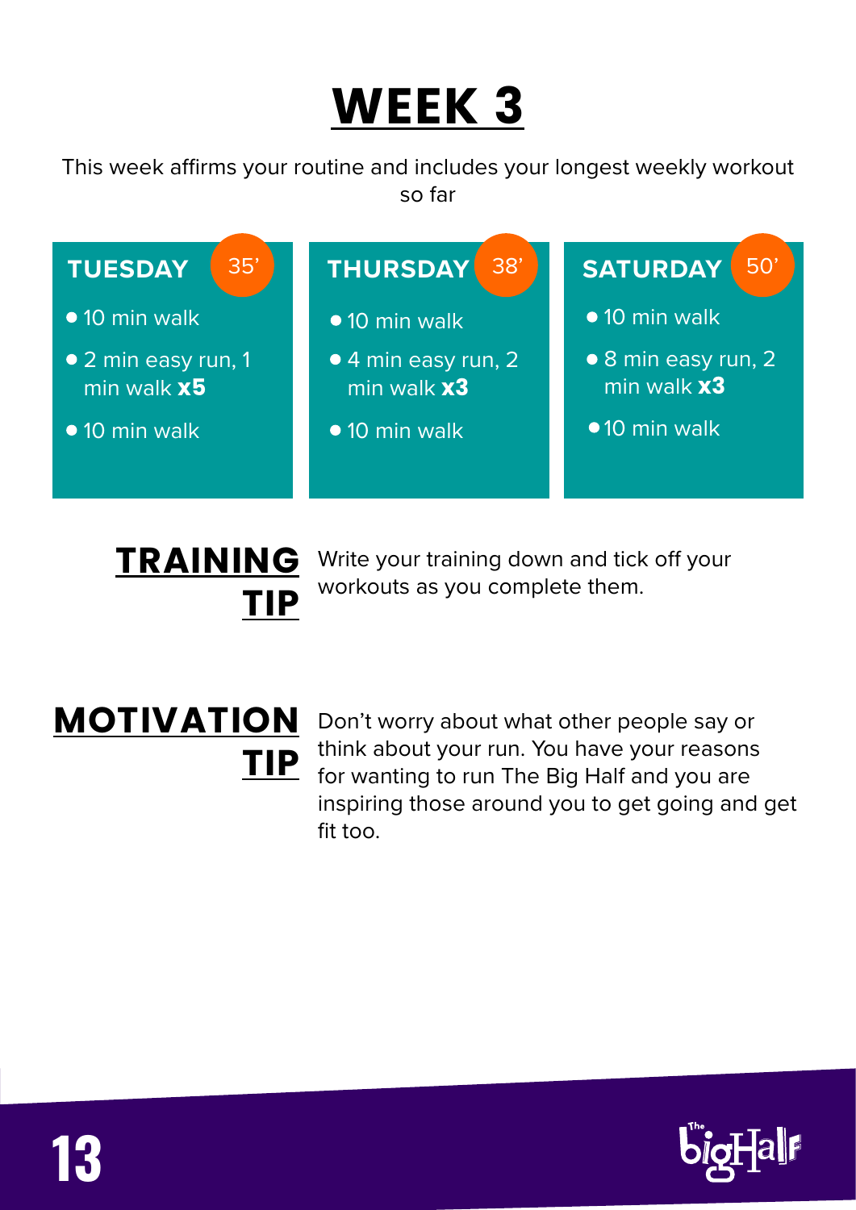# WEEK 3

This week affirms your routine and includes your longest weekly workout so far

## TUESDAY 35'

- 10 min walk
- 2 min easy run, 1 min walk **x5**
- 10 min walk

## THURSDAY 38'

- 10 min walk
- 4 min easy run, 2 min walk **x3**
- 10 min walk

## SATURDAY 50'

- 10 min walk
- 8 min easy run, 2 min walk **x3**
- 10 min walk

## TRAINING TIP

Write your training down and tick off your workouts as you complete them.

## MOTIVATION TIP

Don't worry about what other people say or think about your run. You have your reasons for wanting to run The Big Half and you are inspiring those around you to get going and get fit too.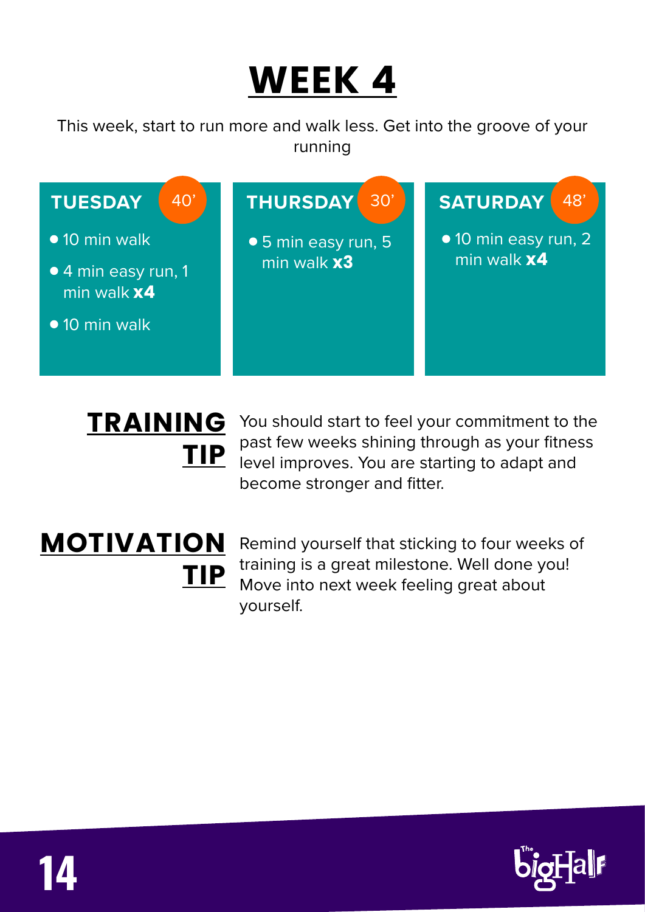# WEEK 4

This week, start to run more and walk less. Get into the groove of your running

## TUESDAY 40'

- 10 min walk
- 4 min easy run, 1 min walk **x4**
- 10 min walk

## THURSDAY 30'

- 5 min easy run, 5 min walk **x3**

## SATURDAY 48'

- 10 min easy run, 2 min walk **x4**

## TRAINING TIP

You should start to feel your commitment to the past few weeks shining through as your fitness level improves. You are starting to adapt and become stronger and fitter.

## MOTIVATION TIP

Remind yourself that sticking to four weeks of training is a great milestone. Well done you! Move into next week feeling great about yourself.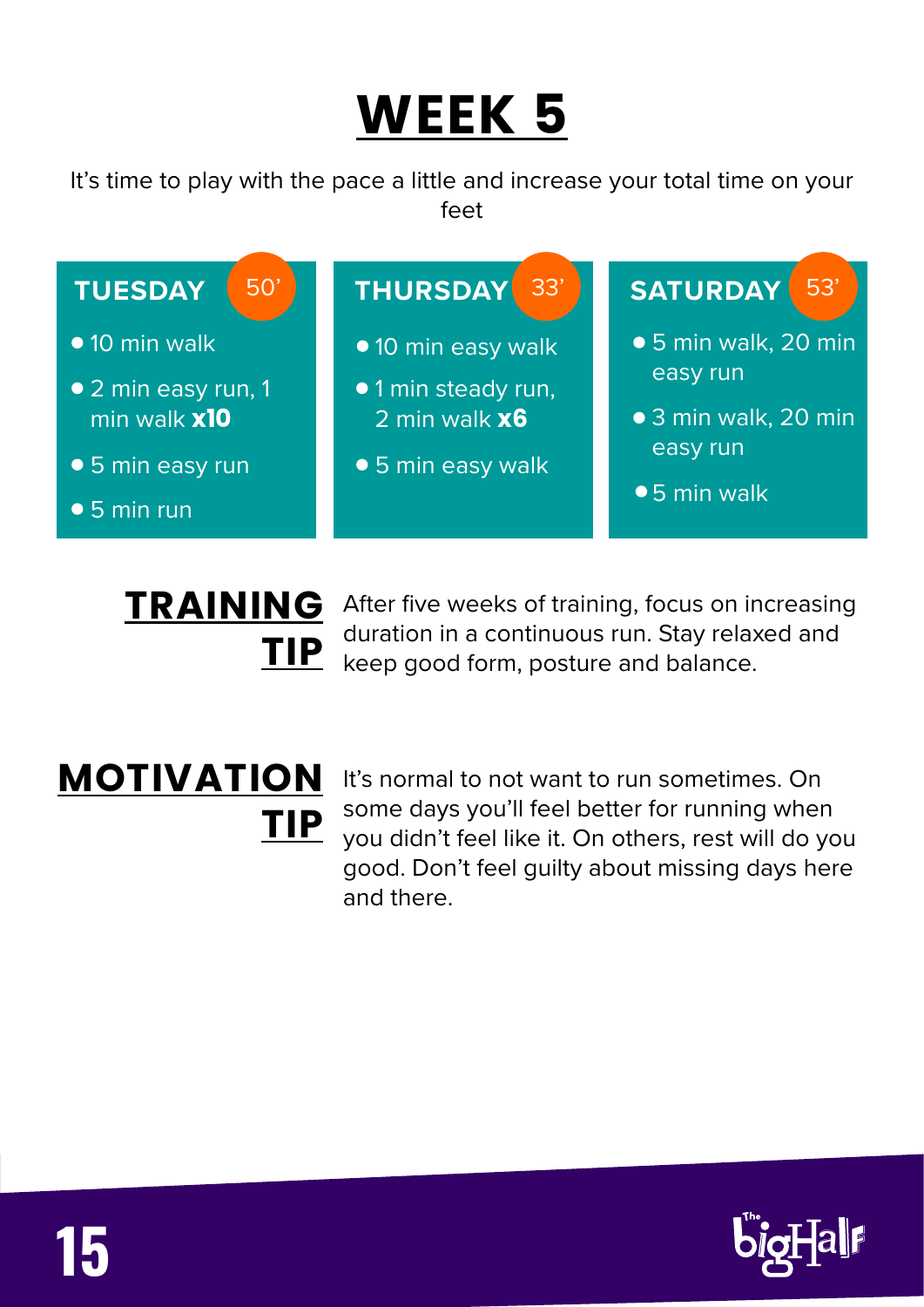# WEEK 5

It's time to play with the pace a little and increase your total time on your feet

## TUESDAY 50'

- 10 min walk
- 2 min easy run, 1 min walk **x10**
- 5 min easy run
- 5 min run

## THURSDAY 33'

- 10 min easy walk
- 1 min steady run, 2 min walk **x6**
- 5 min easy walk

## SATURDAY 53'

- 5 min walk, 20 min easy run
- 3 min walk, 20 min easy run
- 5 min walk

## TRAINING TIP

After five weeks of training, focus on increasing duration in a continuous run. Stay relaxed and keep good form, posture and balance.

## MOTIVATION TIP

It's normal to not want to run sometimes. On some days you'll feel better for running when you didn't feel like it. On others, rest will do you good. Don't feel guilty about missing days here and there.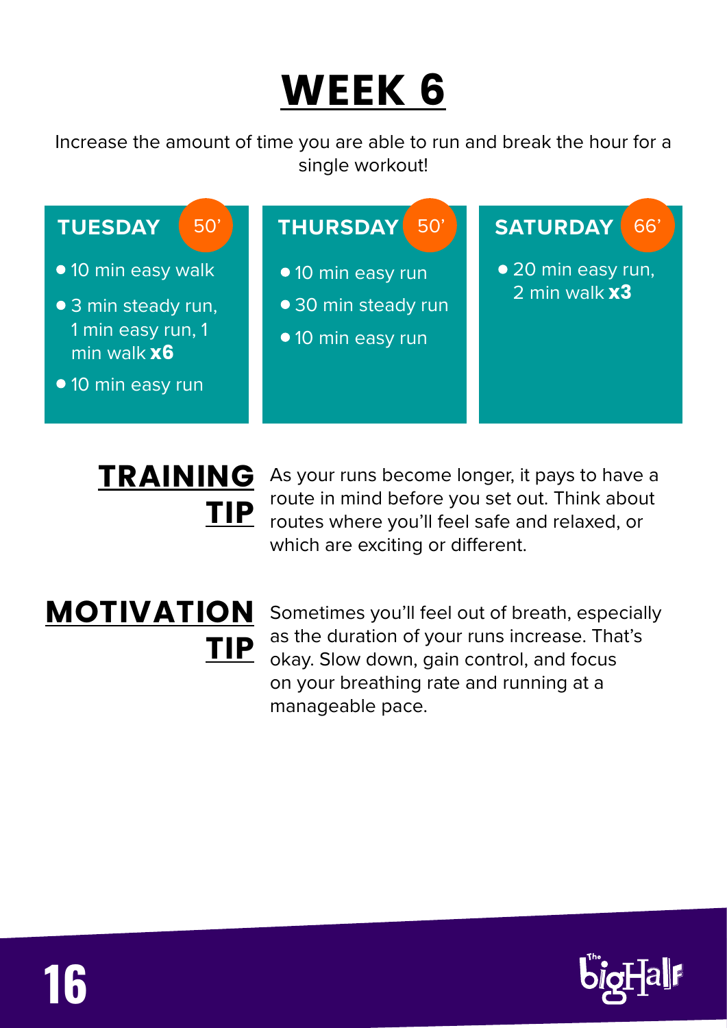# WEEK 6

Increase the amount of time you are able to run and break the hour for a single workout!

### TUESDAY 50'

- 10 min easy walk
- 3 min steady run, 1 min easy run, 1 min walk **x6**
- 10 min easy run

### THURSDAY 50'

- 10 min easy run
- 30 min steady run
- 10 min easy run

### SATURDAY 66'

- 20 min easy run, 2 min walk **x3**

## TRAINING TIP

As your runs become longer, it pays to have a route in mind before you set out. Think about routes where you'll feel safe and relaxed, or which are exciting or different.

## MOTIVATION TIP

Sometimes you'll feel out of breath, especially as the duration of your runs increase. That's okay. Slow down, gain control, and focus on your breathing rate and running at a manageable pace.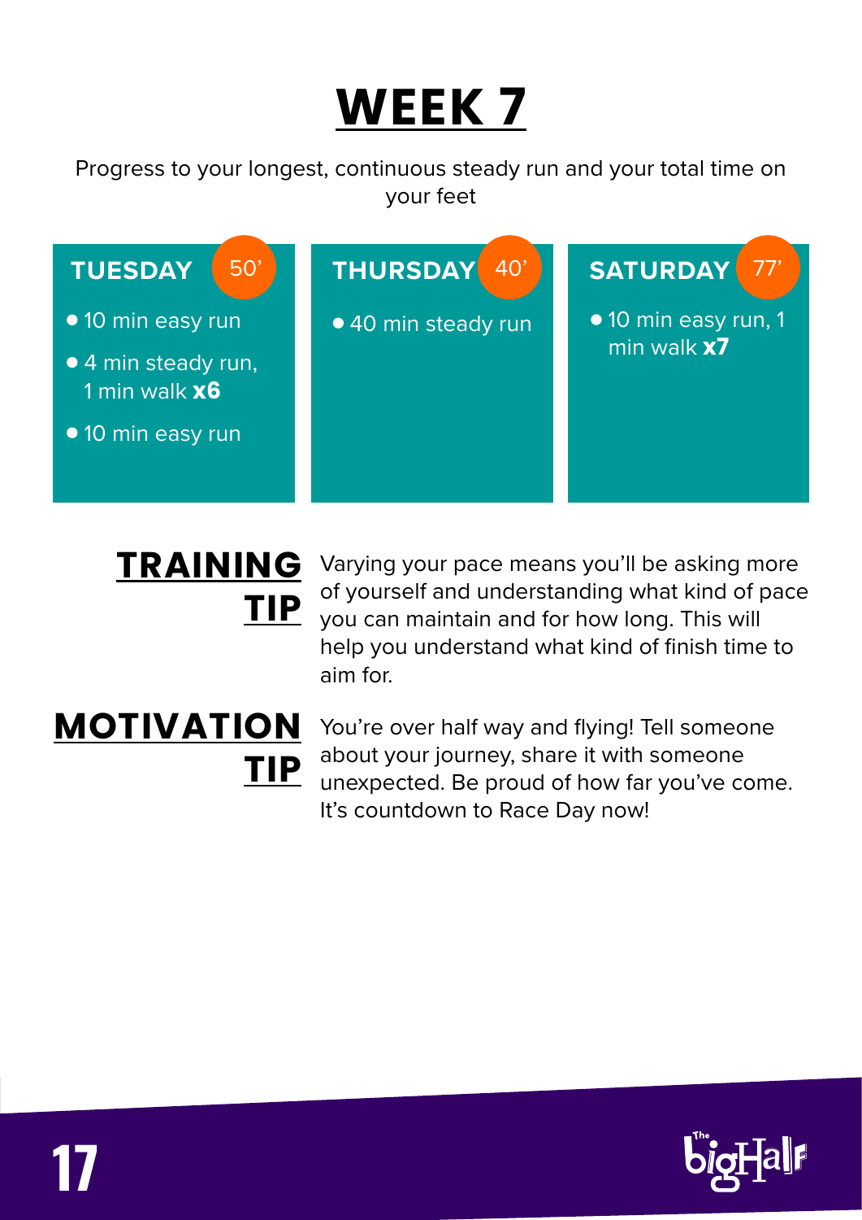# WEEK 7

Progress to your longest, continuous steady run and your total time on your feet

### TUESDAY 50’

- 10 min easy run
- 4 min steady run, 1 min walk **x6**
- 10 min easy run

### THURSDAY 40’

- 40 min steady run

### SATURDAY 77’

- 10 min easy run, 1 min walk **x7**

## TRAINING TIP

Varying your pace means you’ll be asking more of yourself and understanding what kind of pace you can maintain and for how long. This will help you understand what kind of finish time to aim for.

## MOTIVATION TIP

You’re over half way and flying! Tell someone about your journey, share it with someone unexpected. Be proud of how far you’ve come. It’s countdown to Race Day now!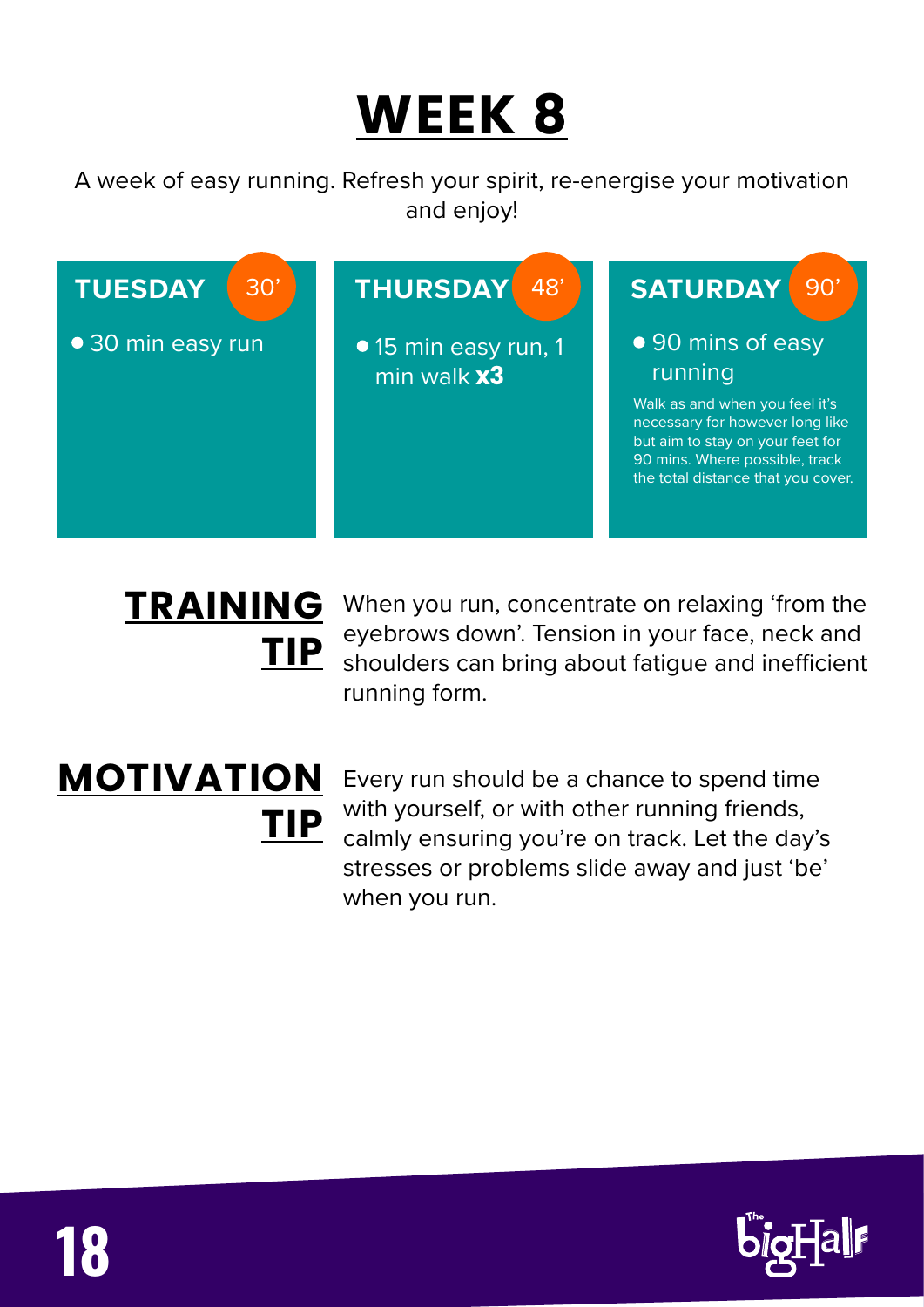# WEEK 8

A week of easy running. Refresh your spirit, re-energise your motivation and enjoy!

### TUESDAY 30'

- 30 min easy run

### THURSDAY 48'

- 15 min easy run, 1 min walk **x3**

### SATURDAY 90'

- 90 mins of easy running

Walk as and when you feel it's necessary for however long like but aim to stay on your feet for 90 mins. Where possible, track the total distance that you cover.

## TRAINING TIP

When you run, concentrate on relaxing 'from the eyebrows down'. Tension in your face, neck and shoulders can bring about fatigue and inefficient running form.

## MOTIVATION TIP

Every run should be a chance to spend time with yourself, or with other running friends, calmly ensuring you're on track. Let the day's stresses or problems slide away and just 'be' when you run.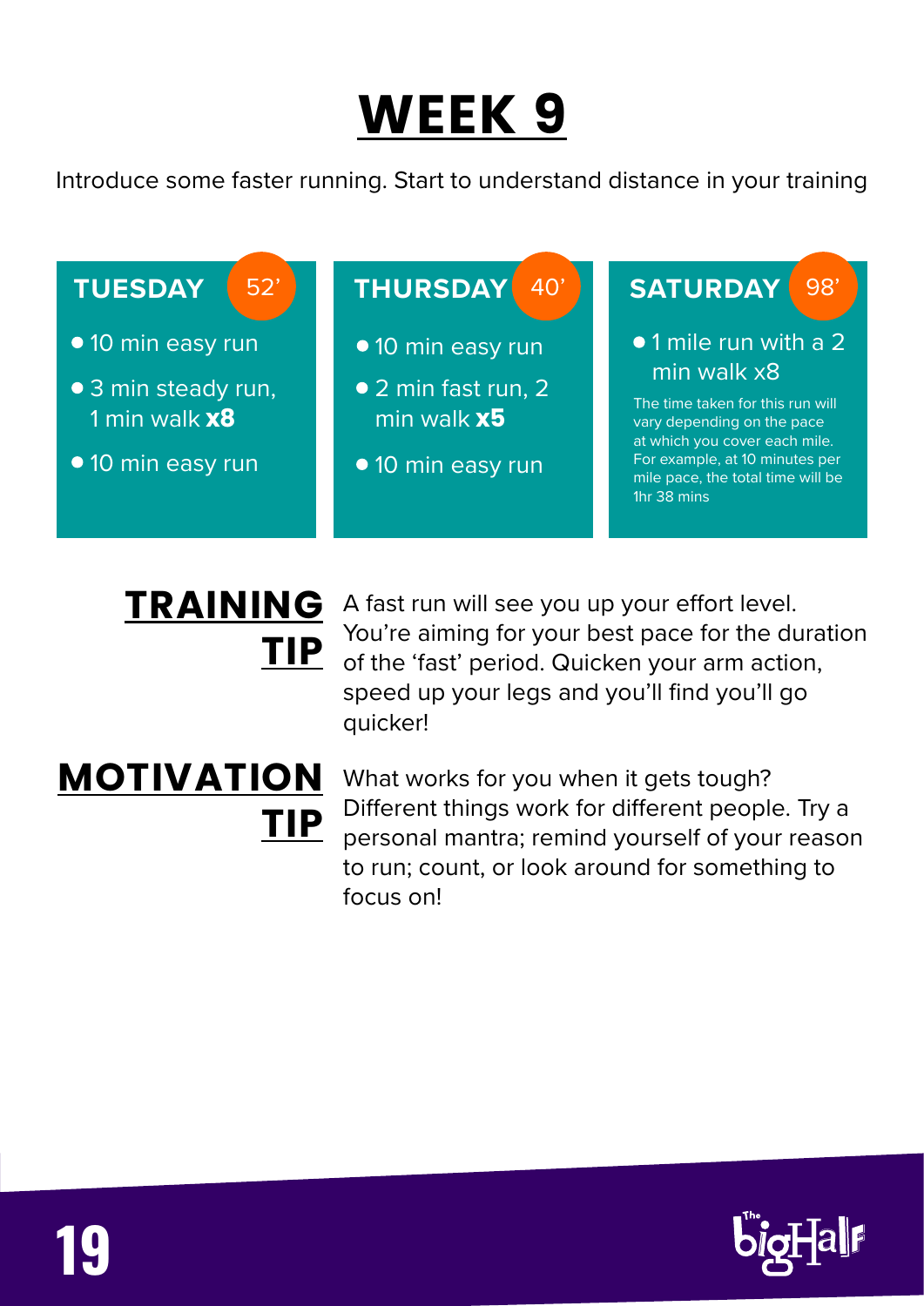# WEEK 9

Introduce some faster running. Start to understand distance in your training

### TUESDAY 52'

- 10 min easy run
- 3 min steady run, 1 min walk **x8**
- 10 min easy run

### THURSDAY 40'

- 10 min easy run
- 2 min fast run, 2 min walk **x5**
- 10 min easy run

### SATURDAY 98'

- 1 mile run with a 2 min walk x8

The time taken for this run will vary depending on the pace at which you cover each mile. For example, at 10 minutes per mile pace, the total time will be 1hr 38 mins

## TRAINING TIP

A fast run will see you up your effort level. You're aiming for your best pace for the duration of the 'fast' period. Quicken your arm action, speed up your legs and you'll find you'll go quicker!

## MOTIVATION TIP

What works for you when it gets tough? Different things work for different people. Try a personal mantra; remind yourself of your reason to run; count, or look around for something to focus on!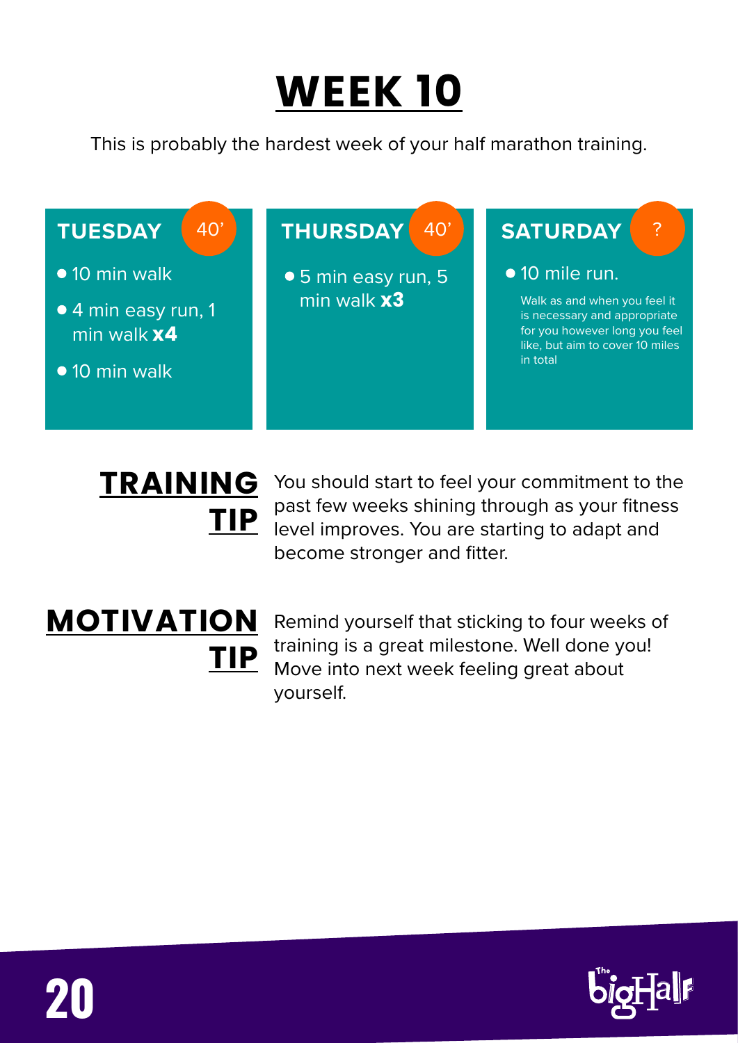# WEEK 10

This is probably the hardest week of your half marathon training.

### TUESDAY — 40'

- 10 min walk
- 4 min easy run, 1 min walk **x4**
- 10 min walk

### THURSDAY — 40'

- 5 min easy run, 5 min walk **x3**

### SATURDAY — ?

- 10 mile run.

  Walk as and when you feel it is necessary and appropriate for you however long you feel like, but aim to cover 10 miles in total

## TRAINING TIP

You should start to feel your commitment to the past few weeks shining through as your fitness level improves. You are starting to adapt and become stronger and fitter.

## MOTIVATION TIP

Remind yourself that sticking to four weeks of training is a great milestone. Well done you! Move into next week feeling great about yourself.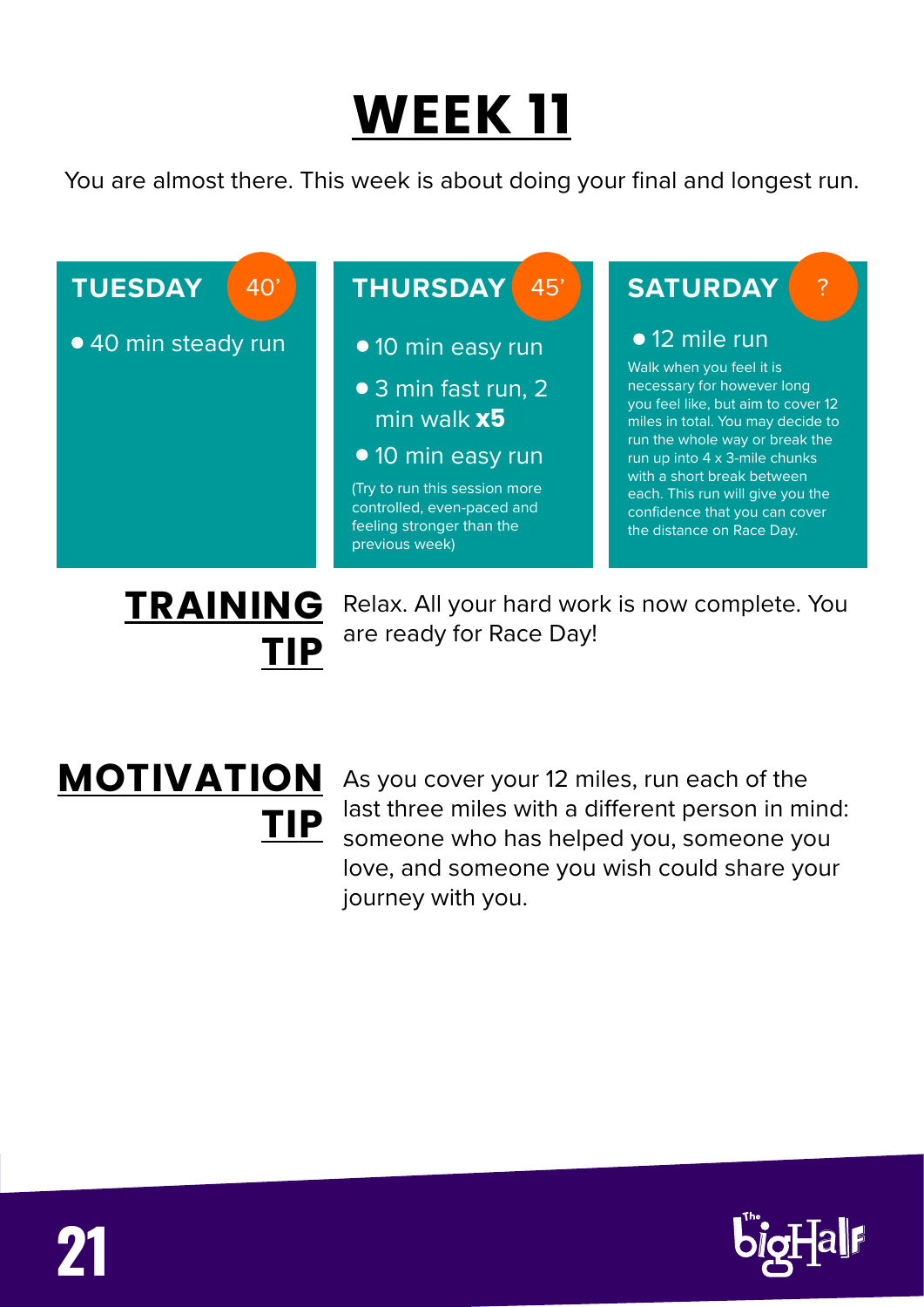# WEEK 11

You are almost there. This week is about doing your final and longest run.

### TUESDAY 40’

- 40 min steady run

### THURSDAY 45’

- 10 min easy run
- 3 min fast run, 2 min walk **x5**
- 10 min easy run

(Try to run this session more controlled, even-paced and feeling stronger than the previous week)

### SATURDAY ?

- 12 mile run

Walk when you feel it is necessary for however long you feel like, but aim to cover 12 miles in total. You may decide to run the whole way or break the run up into 4 x 3-mile chunks with a short break between each. This run will give you the confidence that you can cover the distance on Race Day.

## TRAINING TIP

Relax. All your hard work is now complete. You are ready for Race Day!

## MOTIVATION TIP

As you cover your 12 miles, run each of the last three miles with a different person in mind: someone who has helped you, someone you love, and someone you wish could share your journey with you.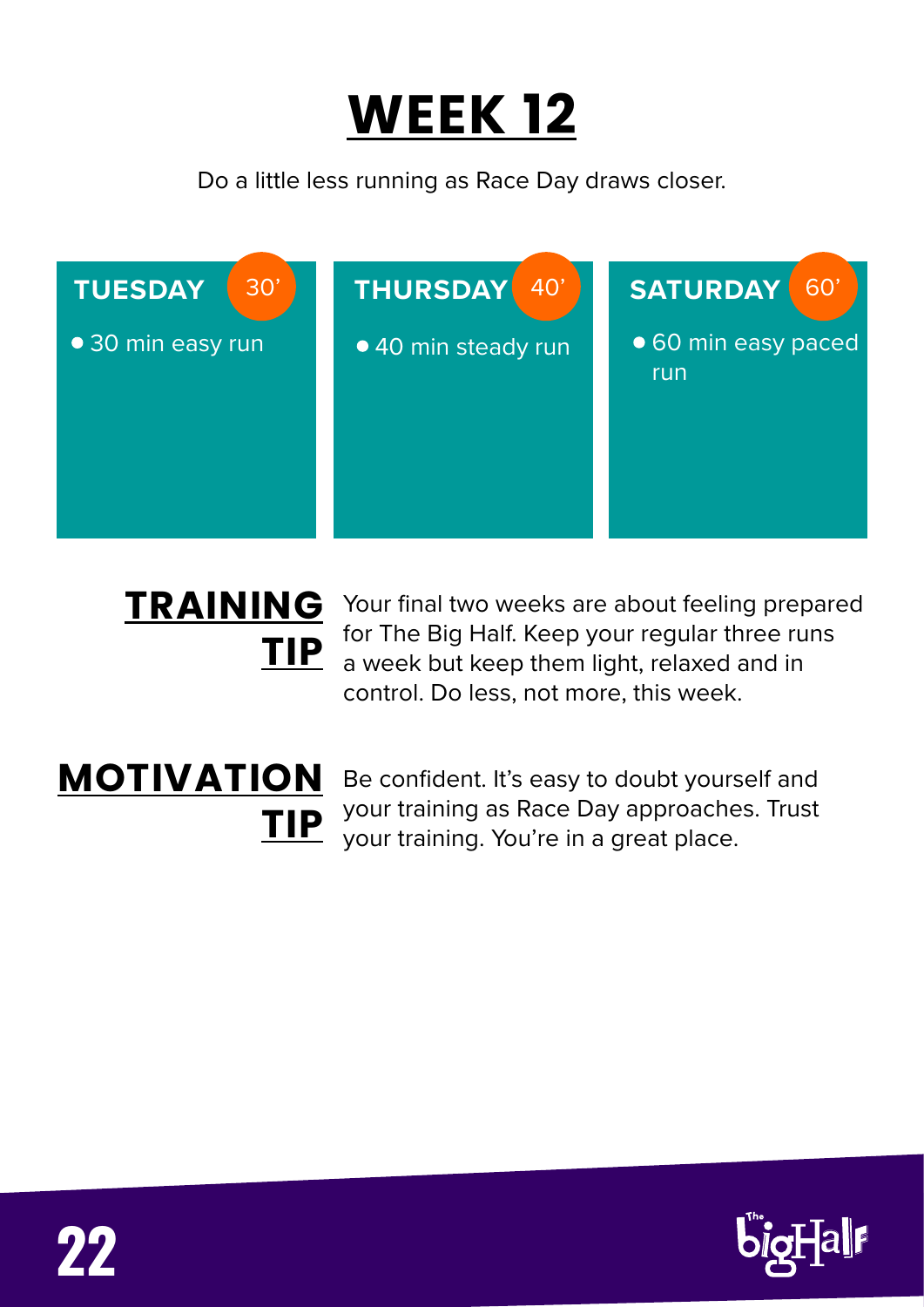# WEEK 12

Do a little less running as Race Day draws closer.

| TUESDAY 30’ | THURSDAY 40’ | SATURDAY 60’ |
| --- | --- | --- |
| • 30 min easy run | • 40 min steady run | • 60 min easy paced run |

## TRAINING TIP

Your final two weeks are about feeling prepared for The Big Half. Keep your regular three runs a week but keep them light, relaxed and in control. Do less, not more, this week.

## MOTIVATION TIP

Be confident. It’s easy to doubt yourself and your training as Race Day approaches. Trust your training. You’re in a great place.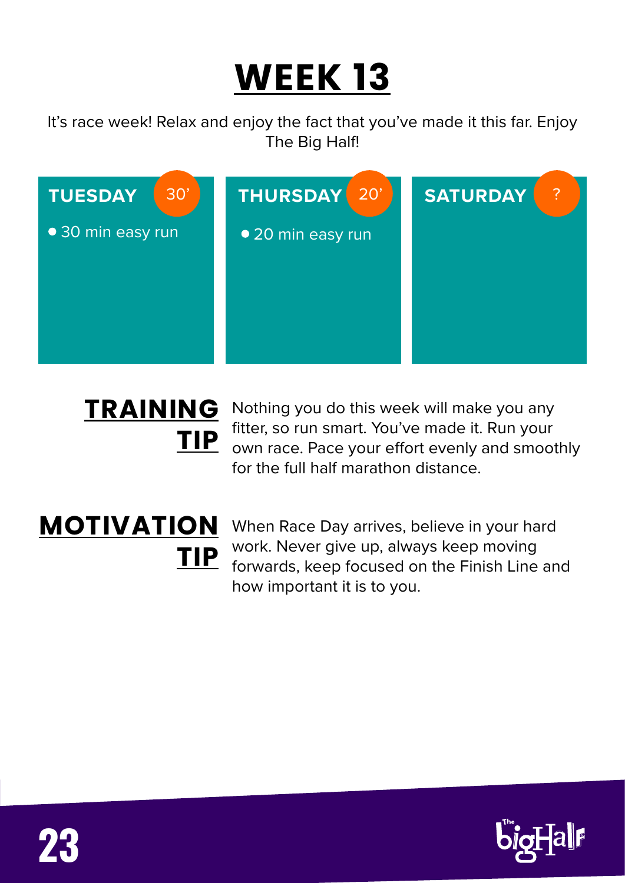# WEEK 13

It's race week! Relax and enjoy the fact that you've made it this far. Enjoy The Big Half!

### TUESDAY 30'

- 30 min easy run

### THURSDAY 20'

- 20 min easy run

### SATURDAY ?

## TRAINING TIP

Nothing you do this week will make you any fitter, so run smart. You've made it. Run your own race. Pace your effort evenly and smoothly for the full half marathon distance.

## MOTIVATION TIP

When Race Day arrives, believe in your hard work. Never give up, always keep moving forwards, keep focused on the Finish Line and how important it is to you.